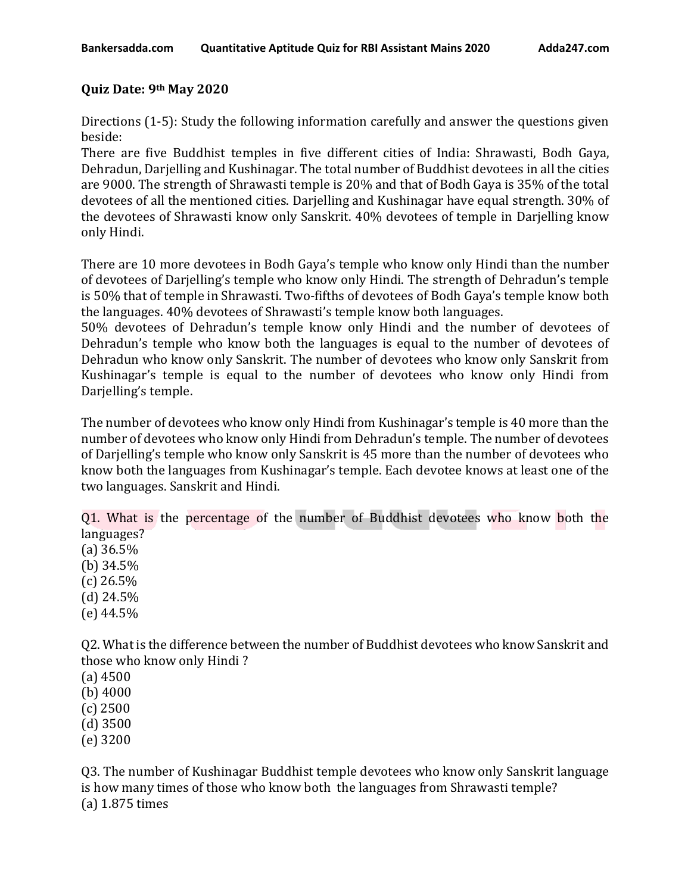**Quiz Date: 9th May 2020**

Directions (1-5): Study the following information carefully and answer the questions given beside:

There are five Buddhist temples in five different cities of India: Shrawasti, Bodh Gaya, Dehradun, Darjelling and Kushinagar. The total number of Buddhist devotees in all the cities are 9000. The strength of Shrawasti temple is 20% and that of Bodh Gaya is 35% of the total devotees of all the mentioned cities. Darjelling and Kushinagar have equal strength. 30% of the devotees of Shrawasti know only Sanskrit. 40% devotees of temple in Darjelling know only Hindi.

There are 10 more devotees in Bodh Gaya's temple who know only Hindi than the number of devotees of Darjelling's temple who know only Hindi. The strength of Dehradun's temple is 50% that of temple in Shrawasti. Two-fifths of devotees of Bodh Gaya's temple know both the languages. 40% devotees of Shrawasti's temple know both languages.

50% devotees of Dehradun's temple know only Hindi and the number of devotees of Dehradun's temple who know both the languages is equal to the number of devotees of Dehradun who know only Sanskrit. The number of devotees who know only Sanskrit from Kushinagar's temple is equal to the number of devotees who know only Hindi from Darjelling's temple.

The number of devotees who know only Hindi from Kushinagar's temple is 40 more than the number of devotees who know only Hindi from Dehradun's temple. The number of devotees of Darjelling's temple who know only Sanskrit is 45 more than the number of devotees who know both the languages from Kushinagar's temple. Each devotee knows at least one of the two languages. Sanskrit and Hindi.

Q1. What is the percentage of the number of Buddhist devotees who know both the languages?

(a) 36.5%
(b) 34.5%
(c) 26.5%
(d) 24.5%
(e) 44.5%

Q2. What is the difference between the number of Buddhist devotees who know Sanskrit and those who know only Hindi ?

(a) 4500
(b) 4000
(c) 2500
(d) 3500
(e) 3200

Q3. The number of Kushinagar Buddhist temple devotees who know only Sanskrit language is how many times of those who know both the languages from Shrawasti temple?

(a) 1.875 times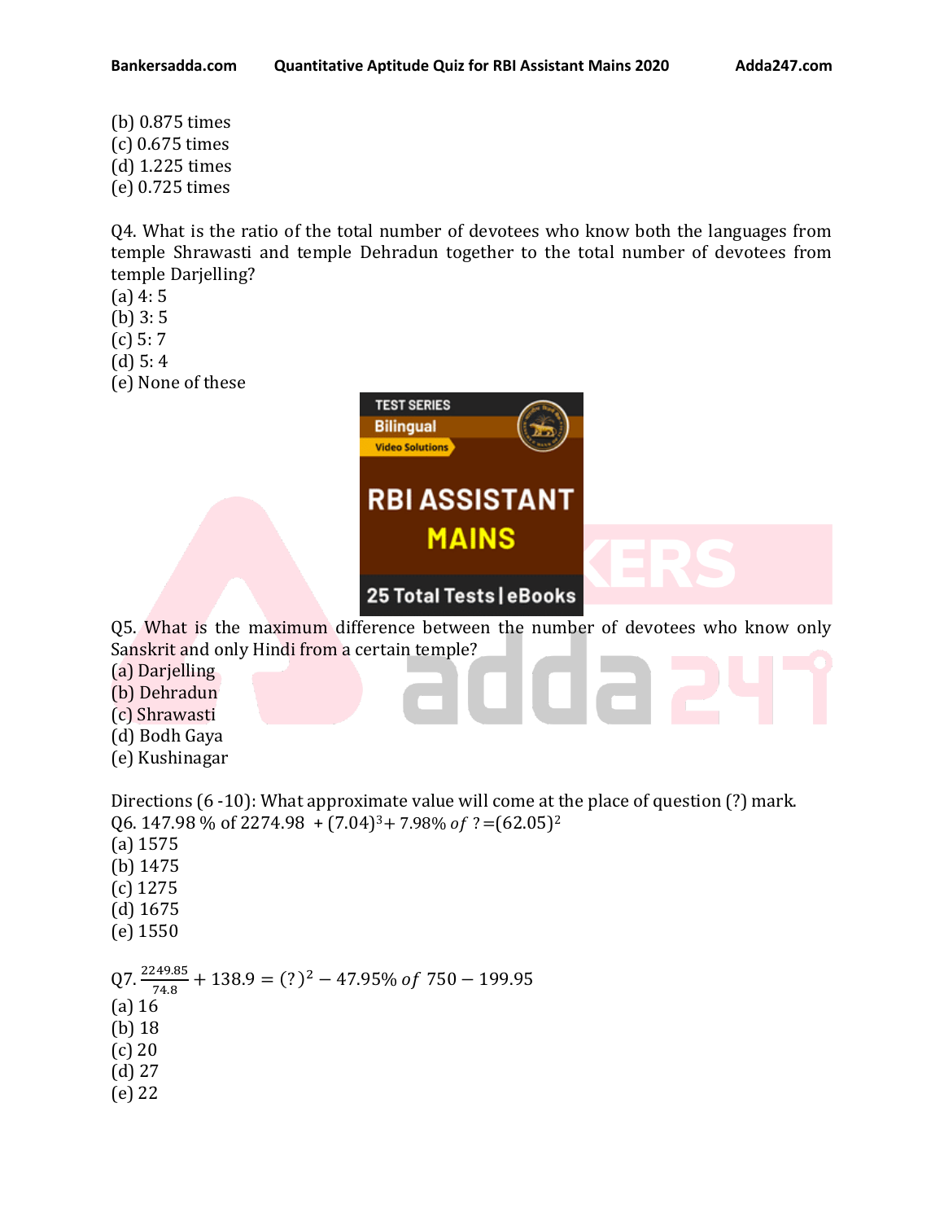(b) 0.875 times
(c) 0.675 times
(d) 1.225 times
(e) 0.725 times

Q4. What is the ratio of the total number of devotees who know both the languages from temple Shrawasti and temple Dehradun together to the total number of devotees from temple Darjelling?
(a) 4: 5
(b) 3: 5
(c) 5: 7
(d) 5: 4
(e) None of these

Q5. What is the maximum difference between the number of devotees who know only Sanskrit and only Hindi from a certain temple?
(a) Darjelling
(b) Dehradun
(c) Shrawasti
(d) Bodh Gaya
(e) Kushinagar

Directions (6 -10): What approximate value will come at the place of question (?) mark.

Q6. 147.98 % of 2274.98 $+ (7.04)^3 +$ 7.98% *of* ? $= (62.05)^2$
(a) 1575
(b) 1475
(c) 1275
(d) 1675
(e) 1550

Q7. $\frac{2249.85}{74.8} + 138.9 = (?)^2 - 47.95\%\ of\ 750 - 199.95$
(a) 16
(b) 18
(c) 20
(d) 27
(e) 22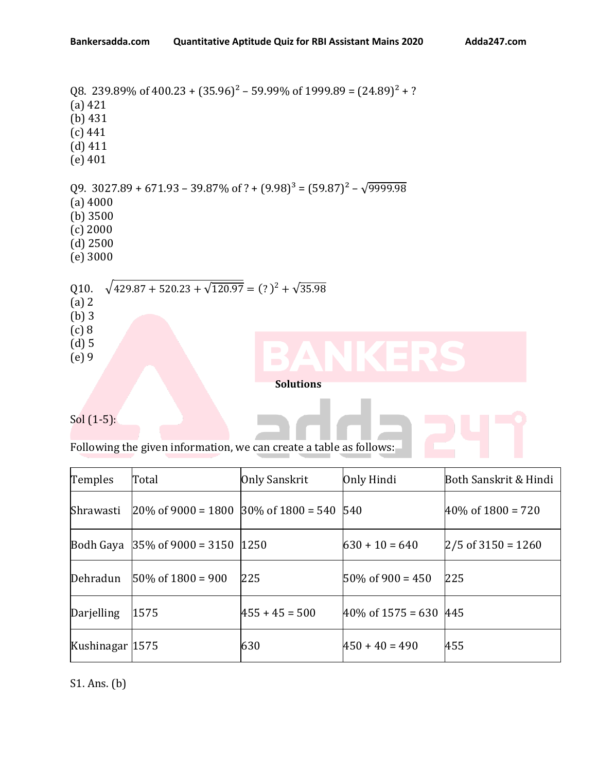Q8. 239.89% of 400.23 + $(35.96)^2$ – 59.99% of 1999.89 = $(24.89)^2$ + ?

(a) 421
(b) 431
(c) 441
(d) 411
(e) 401

Q9. 3027.89 + 671.93 – 39.87% of ? + $(9.98)^3$ = $(59.87)^2$ – $\sqrt{9999.98}$

(a) 4000
(b) 3500
(c) 2000
(d) 2500
(e) 3000

Q10. $\sqrt{429.87 + 520.23 + \sqrt{120.97}} = (?)^2 + \sqrt{35.98}$

(a) 2
(b) 3
(c) 8
(d) 5
(e) 9

**Solutions**

Sol (1-5):

Following the given information, we can create a table as follows:

| Temples | Total | Only Sanskrit | Only Hindi | Both Sanskrit & Hindi |
|---|---|---|---|---|
| Shrawasti | 20% of 9000 = 1800 | 30% of 1800 = 540 | 540 | 40% of 1800 = 720 |
| Bodh Gaya | 35% of 9000 = 3150 | 1250 | 630 + 10 = 640 | 2/5 of 3150 = 1260 |
| Dehradun | 50% of 1800 = 900 | 225 | 50% of 900 = 450 | 225 |
| Darjelling | 1575 | 455 + 45 = 500 | 40% of 1575 = 630 | 445 |
| Kushinagar | 1575 | 630 | 450 + 40 = 490 | 455 |

S1. Ans. (b)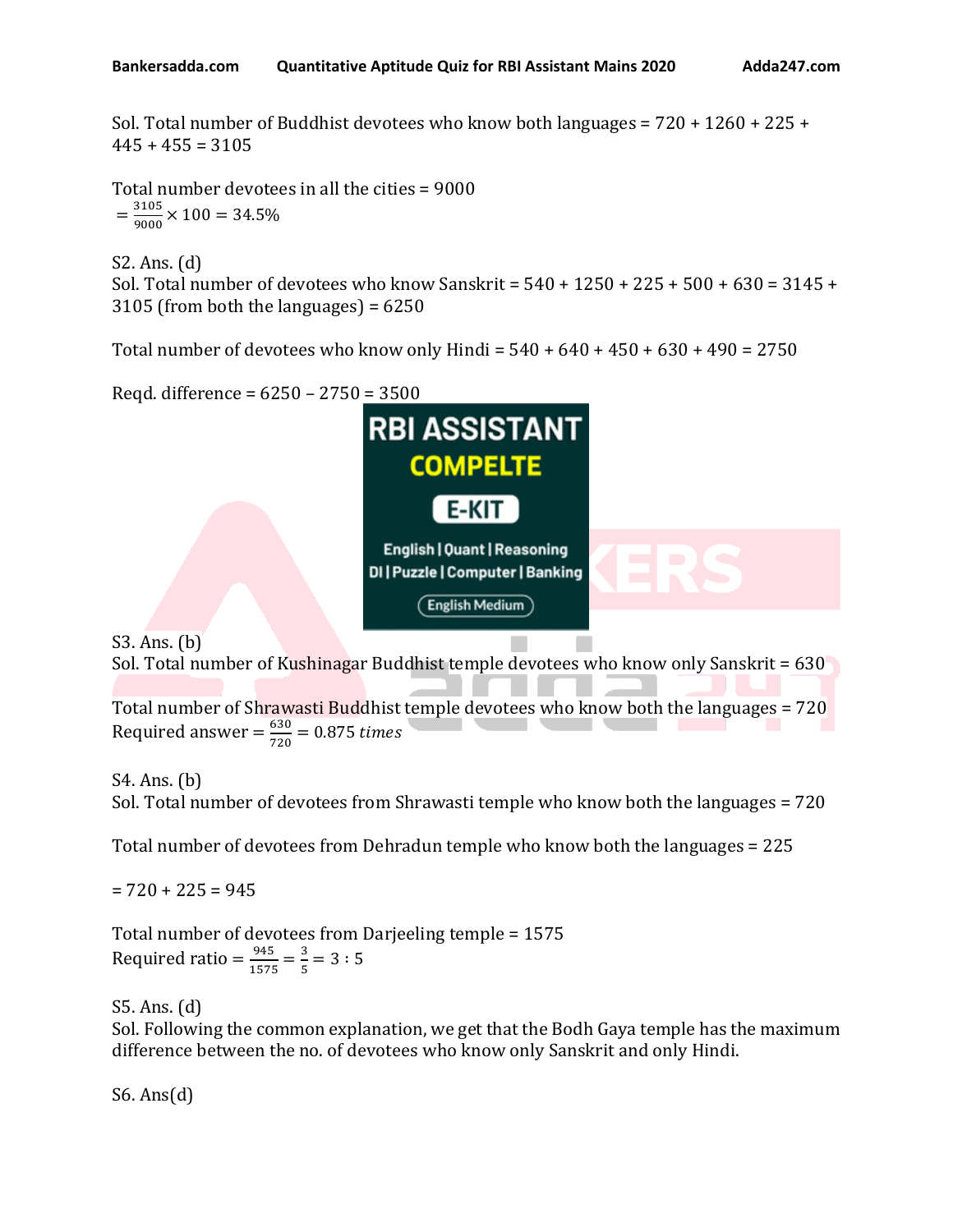Sol. Total number of Buddhist devotees who know both languages = 720 + 1260 + 225 + 445 + 455 = 3105

Total number devotees in all the cities = 9000

$= \frac{3105}{9000} \times 100 = 34.5\%$

S2. Ans. (d)

Sol. Total number of devotees who know Sanskrit = 540 + 1250 + 225 + 500 + 630 = 3145 + 3105 (from both the languages) = 6250

Total number of devotees who know only Hindi = 540 + 640 + 450 + 630 + 490 = 2750

Reqd. difference = 6250 – 2750 = 3500

S3. Ans. (b)

Sol. Total number of Kushinagar Buddhist temple devotees who know only Sanskrit = 630

Total number of Shrawasti Buddhist temple devotees who know both the languages = 720

Required answer $= \frac{630}{720} = 0.875\ times$

S4. Ans. (b)

Sol. Total number of devotees from Shrawasti temple who know both the languages = 720

Total number of devotees from Dehradun temple who know both the languages = 225

= 720 + 225 = 945

Total number of devotees from Darjeeling temple = 1575

Required ratio $= \frac{945}{1575} = \frac{3}{5} = 3 : 5$

S5. Ans. (d)

Sol. Following the common explanation, we get that the Bodh Gaya temple has the maximum difference between the no. of devotees who know only Sanskrit and only Hindi.

S6. Ans(d)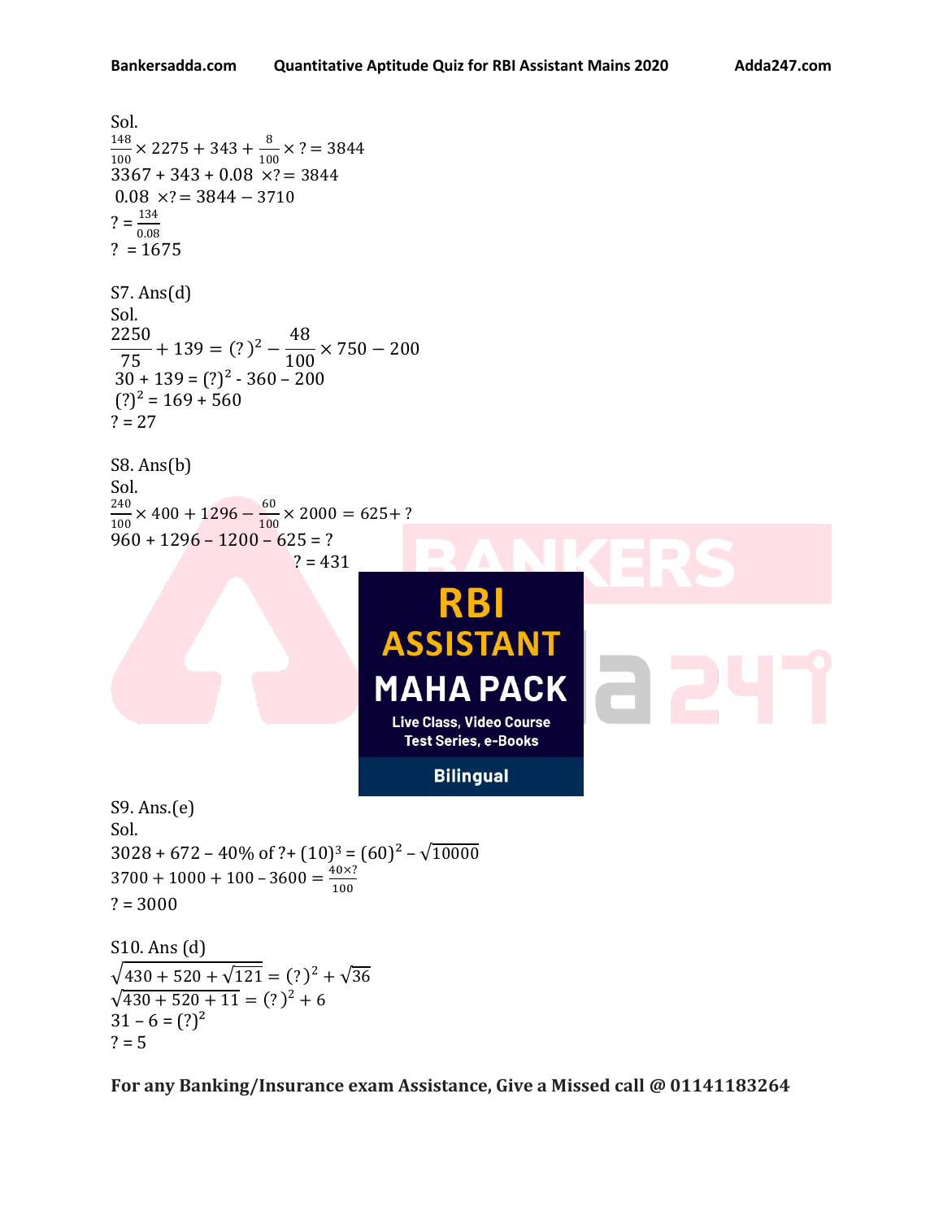Sol.

$\frac{148}{100} \times 2275 + 343 + \frac{8}{100} \times ? = 3844$

$3367 + 343 + 0.08 \times ? = 3844$

$0.08 \times ? = 3844 - 3710$

$? = \frac{134}{0.08}$

$? = 1675$

S7. Ans(d)

Sol.

$\frac{2250}{75} + 139 = (?)^2 - \frac{48}{100} \times 750 - 200$

$30 + 139 = (?)^2 - 360 - 200$

$(?)^2 = 169 + 560$

$? = 27$

S8. Ans(b)

Sol.

$\frac{240}{100} \times 400 + 1296 - \frac{60}{100} \times 2000 = 625 + ?$

$960 + 1296 - 1200 - 625 = ?$

$? = 431$

RBI ASSISTANT MAHA PACK

Live Class, Video Course Test Series, e-Books

Bilingual

S9. Ans.(e)

Sol.

$3028 + 672 - 40\% \text{ of } ? + (10)^3 = (60)^2 - \sqrt{10000}$

$3700 + 1000 + 100 - 3600 = \frac{40 \times ?}{100}$

$? = 3000$

S10. Ans (d)

$\sqrt{430 + 520 + \sqrt{121}} = (?)^2 + \sqrt{36}$

$\sqrt{430 + 520 + 11} = (?)^2 + 6$

$31 - 6 = (?)^2$

$? = 5$

**For any Banking/Insurance exam Assistance, Give a Missed call @ 01141183264**